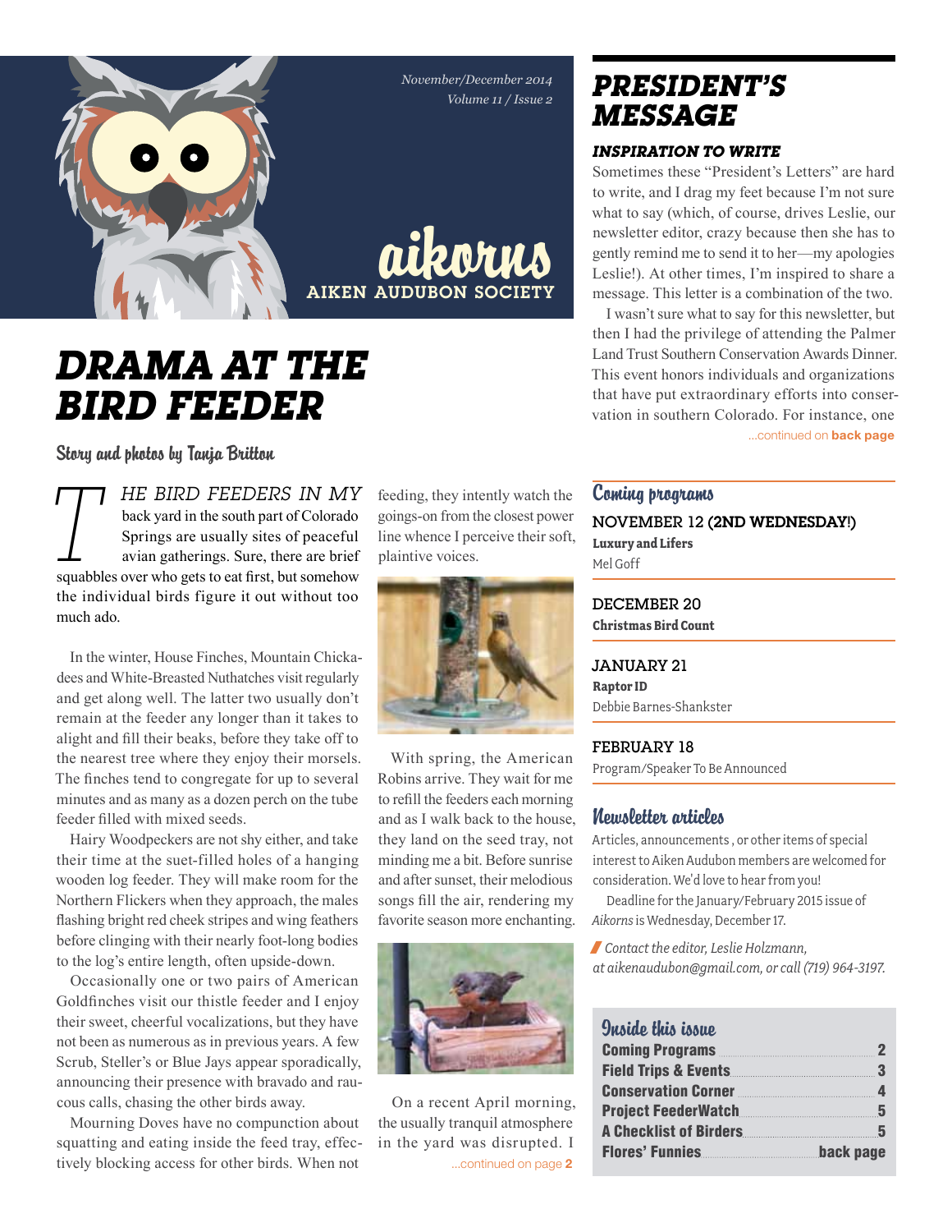November/December 2014
Volume 11 / Issue 2

# aikorns
AIKEN AUDUBON SOCIETY

# DRAMA AT THE BIRD FEEDER

Story and photos by Tanja Britton

THE BIRD FEEDERS IN MY back yard in the south part of Colorado Springs are usually sites of peaceful avian gatherings. Sure, there are brief squabbles over who gets to eat first, but somehow the individual birds figure it out without too much ado.

In the winter, House Finches, Mountain Chickadees and White-Breasted Nuthatches visit regularly and get along well. The latter two usually don't remain at the feeder any longer than it takes to alight and fill their beaks, before they take off to the nearest tree where they enjoy their morsels. The finches tend to congregate for up to several minutes and as many as a dozen perch on the tube feeder filled with mixed seeds.

Hairy Woodpeckers are not shy either, and take their time at the suet-filled holes of a hanging wooden log feeder. They will make room for the Northern Flickers when they approach, the males flashing bright red cheek stripes and wing feathers before clinging with their nearly foot-long bodies to the log's entire length, often upside-down.

Occasionally one or two pairs of American Goldfinches visit our thistle feeder and I enjoy their sweet, cheerful vocalizations, but they have not been as numerous as in previous years. A few Scrub, Steller's or Blue Jays appear sporadically, announcing their presence with bravado and raucous calls, chasing the other birds away.

Mourning Doves have no compunction about squatting and eating inside the feed tray, effectively blocking access for other birds. When not feeding, they intently watch the goings-on from the closest power line whence I perceive their soft, plaintive voices.

With spring, the American Robins arrive. They wait for me to refill the feeders each morning and as I walk back to the house, they land on the seed tray, not minding me a bit. Before sunrise and after sunset, their melodious songs fill the air, rendering my favorite season more enchanting.

On a recent April morning, the usually tranquil atmosphere in the yard was disrupted. I

...continued on page 2

## PRESIDENT'S MESSAGE

### INSPIRATION TO WRITE

Sometimes these "President's Letters" are hard to write, and I drag my feet because I'm not sure what to say (which, of course, drives Leslie, our newsletter editor, crazy because then she has to gently remind me to send it to her—my apologies Leslie!). At other times, I'm inspired to share a message. This letter is a combination of the two.

I wasn't sure what to say for this newsletter, but then I had the privilege of attending the Palmer Land Trust Southern Conservation Awards Dinner. This event honors individuals and organizations that have put extraordinary efforts into conservation in southern Colorado. For instance, one

...continued on **back page**

## Coming programs

**NOVEMBER 12 (2ND WEDNESDAY!)**
**Luxury and Lifers**
Mel Goff

**DECEMBER 20**
**Christmas Bird Count**

**JANUARY 21**
**Raptor ID**
Debbie Barnes-Shankster

**FEBRUARY 18**
Program/Speaker To Be Announced

## Newsletter articles

Articles, announcements , or other items of special interest to Aiken Audubon members are welcomed for consideration. We'd love to hear from you!

Deadline for the January/February 2015 issue of *Aikorns* is Wednesday, December 17.

*Contact the editor, Leslie Holzmann, at aikenaudubon@gmail.com, or call (719) 964-3197.*

## Inside this issue

| | |
|---|---|
| Coming Programs | 2 |
| Field Trips & Events | 3 |
| Conservation Corner | 4 |
| Project FeederWatch | 5 |
| A Checklist of Birders | 5 |
| Flores' Funnies | back page |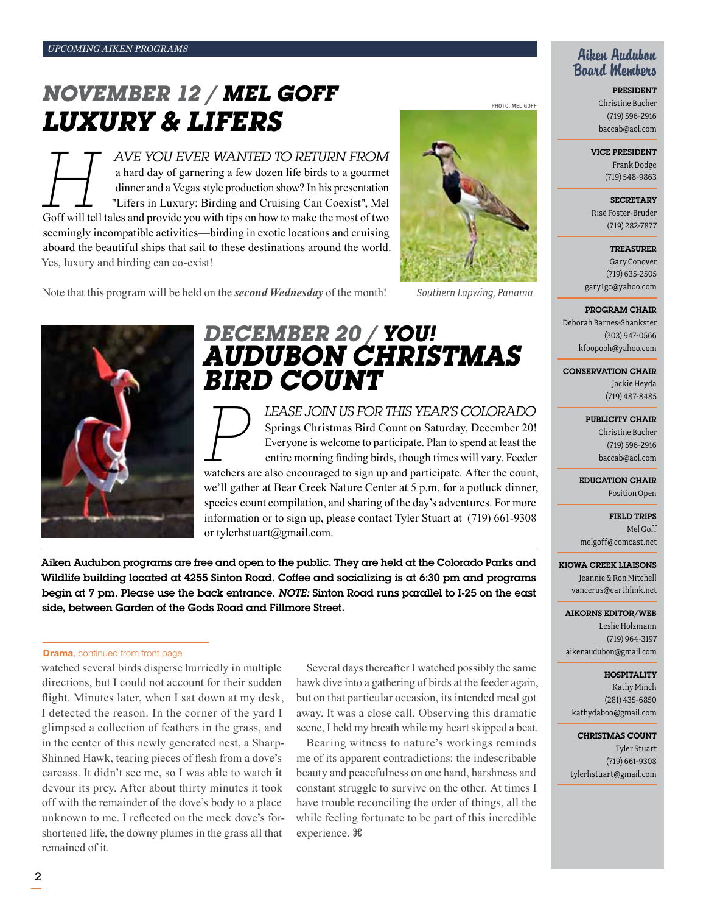UPCOMING AIKEN PROGRAMS

## NOVEMBER 12 / MEL GOFF
## LUXURY & LIFERS

HAVE YOU EVER WANTED TO RETURN FROM a hard day of garnering a few dozen life birds to a gourmet dinner and a Vegas style production show? In his presentation "Lifers in Luxury: Birding and Cruising Can Coexist", Mel Goff will tell tales and provide you with tips on how to make the most of two seemingly incompatible activities—birding in exotic locations and cruising aboard the beautiful ships that sail to these destinations around the world. Yes, luxury and birding can co-exist!

Note that this program will be held on the ***second Wednesday*** of the month!

PHOTO: MEL GOFF

*Southern Lapwing, Panama*

## DECEMBER 20 / YOU!
## AUDUBON CHRISTMAS BIRD COUNT

PLEASE JOIN US FOR THIS YEAR'S COLORADO Springs Christmas Bird Count on Saturday, December 20! Everyone is welcome to participate. Plan to spend at least the entire morning finding birds, though times will vary. Feeder watchers are also encouraged to sign up and participate. After the count, we'll gather at Bear Creek Nature Center at 5 p.m. for a potluck dinner, species count compilation, and sharing of the day's adventures. For more information or to sign up, please contact Tyler Stuart at (719) 661-9308 or tylerhstuart@gmail.com.

**Aiken Audubon programs are free and open to the public. They are held at the Colorado Parks and Wildlife building located at 4255 Sinton Road. Coffee and socializing is at 6:30 pm and programs begin at 7 pm. Please use the back entrance. *NOTE:* Sinton Road runs parallel to I-25 on the east side, between Garden of the Gods Road and Fillmore Street.**

**Drama**, continued from front page

watched several birds disperse hurriedly in multiple directions, but I could not account for their sudden flight. Minutes later, when I sat down at my desk, I detected the reason. In the corner of the yard I glimpsed a collection of feathers in the grass, and in the center of this newly generated nest, a Sharp-Shinned Hawk, tearing pieces of flesh from a dove's carcass. It didn't see me, so I was able to watch it devour its prey. After about thirty minutes it took off with the remainder of the dove's body to a place unknown to me. I reflected on the meek dove's for-shortened life, the downy plumes in the grass all that remained of it.

Several days thereafter I watched possibly the same hawk dive into a gathering of birds at the feeder again, but on that particular occasion, its intended meal got away. It was a close call. Observing this dramatic scene, I held my breath while my heart skipped a beat.

Bearing witness to nature's workings reminds me of its apparent contradictions: the indescribable beauty and peacefulness on one hand, harshness and constant struggle to survive on the other. At times I have trouble reconciling the order of things, all the while feeling fortunate to be part of this incredible experience. ⌘

## Aiken Audubon Board Members

**PRESIDENT**
Christine Bucher
(719) 596-2916
baccab@aol.com

**VICE PRESIDENT**
Frank Dodge
(719) 548-9863

**SECRETARY**
Risë Foster-Bruder
(719) 282-7877

**TREASURER**
Gary Conover
(719) 635-2505
gary1gc@yahoo.com

**PROGRAM CHAIR**
Deborah Barnes-Shankster
(303) 947-0566
kfoopooh@yahoo.com

**CONSERVATION CHAIR**
Jackie Heyda
(719) 487-8485

**PUBLICITY CHAIR**
Christine Bucher
(719) 596-2916
baccab@aol.com

**EDUCATION CHAIR**
Position Open

**FIELD TRIPS**
Mel Goff
melgoff@comcast.net

**KIOWA CREEK LIAISONS**
Jeannie & Ron Mitchell
vancerus@earthlink.net

**AIKORNS EDITOR/WEB**
Leslie Holzmann
(719) 964-3197
aikenaudubon@gmail.com

**HOSPITALITY**
Kathy Minch
(281) 435-6850
kathydaboo@gmail.com

**CHRISTMAS COUNT**
Tyler Stuart
(719) 661-9308
tylerhstuart@gmail.com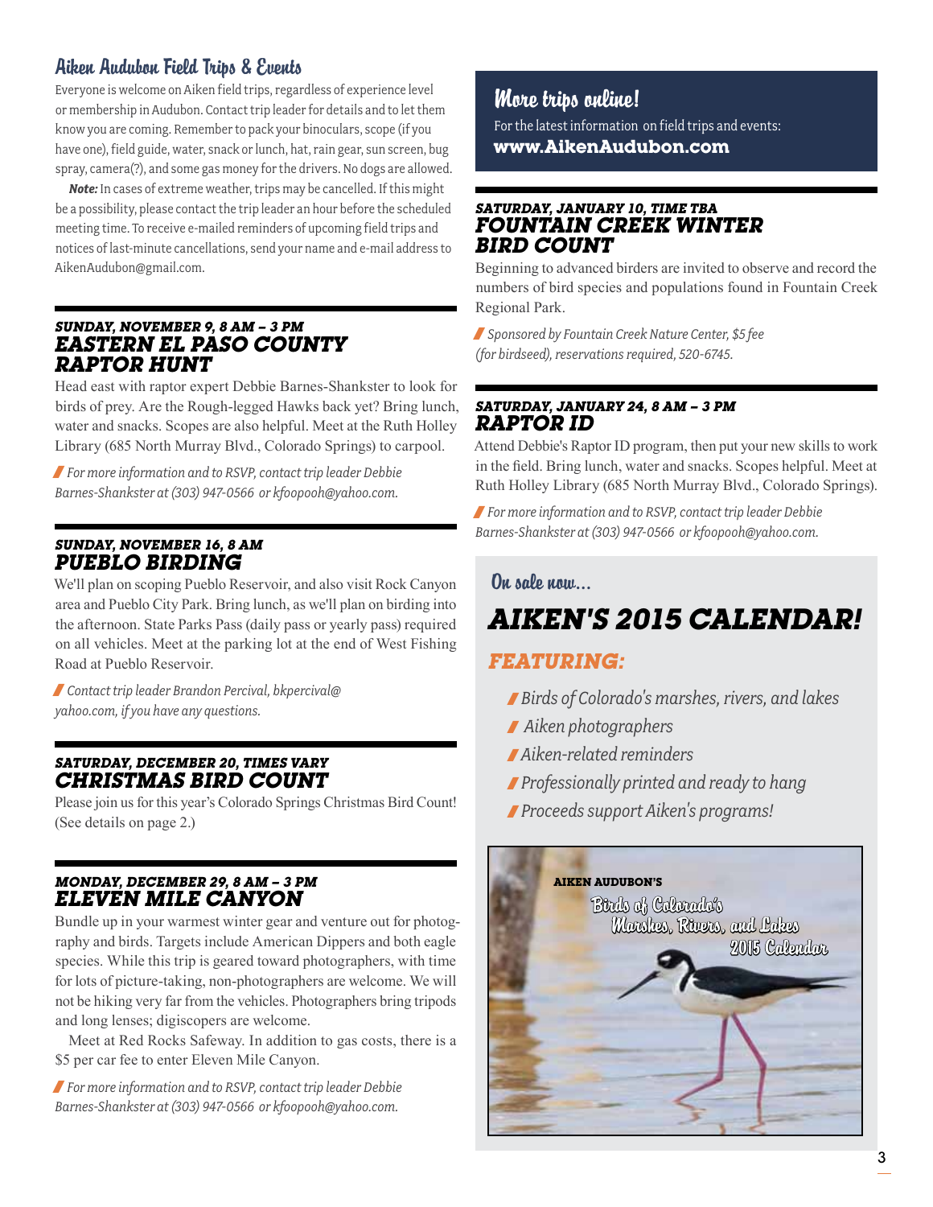## Aiken Audubon Field Trips & Events

Everyone is welcome on Aiken field trips, regardless of experience level or membership in Audubon. Contact trip leader for details and to let them know you are coming. Remember to pack your binoculars, scope (if you have one), field guide, water, snack or lunch, hat, rain gear, sun screen, bug spray, camera(?), and some gas money for the drivers. No dogs are allowed.

***Note:*** In cases of extreme weather, trips may be cancelled. If this might be a possibility, please contact the trip leader an hour before the scheduled meeting time. To receive e-mailed reminders of upcoming field trips and notices of last-minute cancellations, send your name and e-mail address to AikenAudubon@gmail.com.

### *SUNDAY, NOVEMBER 9, 8 AM – 3 PM*
### *EASTERN EL PASO COUNTY RAPTOR HUNT*

Head east with raptor expert Debbie Barnes-Shankster to look for birds of prey. Are the Rough-legged Hawks back yet? Bring lunch, water and snacks. Scopes are also helpful. Meet at the Ruth Holley Library (685 North Murray Blvd., Colorado Springs) to carpool.

*For more information and to RSVP, contact trip leader Debbie Barnes-Shankster at (303) 947-0566 or kfoopooh@yahoo.com.*

### *SUNDAY, NOVEMBER 16, 8 AM*
### *PUEBLO BIRDING*

We'll plan on scoping Pueblo Reservoir, and also visit Rock Canyon area and Pueblo City Park. Bring lunch, as we'll plan on birding into the afternoon. State Parks Pass (daily pass or yearly pass) required on all vehicles. Meet at the parking lot at the end of West Fishing Road at Pueblo Reservoir.

*Contact trip leader Brandon Percival, bkpercival@yahoo.com, if you have any questions.*

### *SATURDAY, DECEMBER 20, TIMES VARY*
### *CHRISTMAS BIRD COUNT*

Please join us for this year's Colorado Springs Christmas Bird Count! (See details on page 2.)

### *MONDAY, DECEMBER 29, 8 AM – 3 PM*
### *ELEVEN MILE CANYON*

Bundle up in your warmest winter gear and venture out for photography and birds. Targets include American Dippers and both eagle species. While this trip is geared toward photographers, with time for lots of picture-taking, non-photographers are welcome. We will not be hiking very far from the vehicles. Photographers bring tripods and long lenses; digiscopers are welcome.

Meet at Red Rocks Safeway. In addition to gas costs, there is a $5 per car fee to enter Eleven Mile Canyon.

*For more information and to RSVP, contact trip leader Debbie Barnes-Shankster at (303) 947-0566 or kfoopooh@yahoo.com.*

## More trips online!

For the latest information on field trips and events:
**www.AikenAudubon.com**

### *SATURDAY, JANUARY 10, TIME TBA*
### *FOUNTAIN CREEK WINTER BIRD COUNT*

Beginning to advanced birders are invited to observe and record the numbers of bird species and populations found in Fountain Creek Regional Park.

*Sponsored by Fountain Creek Nature Center, $5 fee (for birdseed), reservations required, 520-6745.*

### *SATURDAY, JANUARY 24, 8 AM – 3 PM*
### *RAPTOR ID*

Attend Debbie's Raptor ID program, then put your new skills to work in the field. Bring lunch, water and snacks. Scopes helpful. Meet at Ruth Holley Library (685 North Murray Blvd., Colorado Springs).

*For more information and to RSVP, contact trip leader Debbie Barnes-Shankster at (303) 947-0566 or kfoopooh@yahoo.com.*

## On sale now...

## *AIKEN'S 2015 CALENDAR!*

### *FEATURING:*

- *Birds of Colorado's marshes, rivers, and lakes*
- *Aiken photographers*
- *Aiken-related reminders*
- *Professionally printed and ready to hang*
- *Proceeds support Aiken's programs!*

AIKEN AUDUBON'S
Birds of Colorado's Marshes, Rivers, and Lakes 2015 Calendar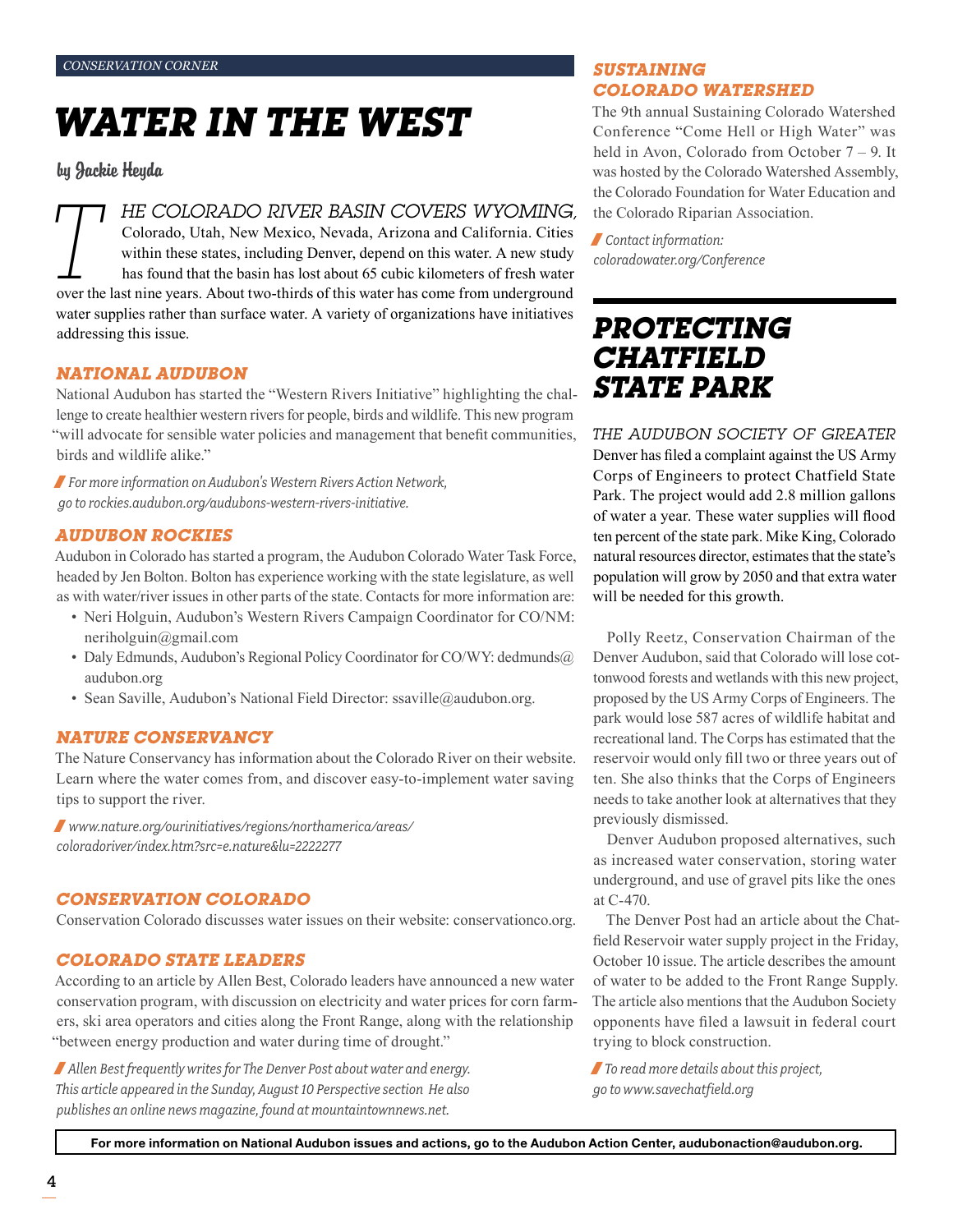CONSERVATION CORNER

# WATER IN THE WEST

by Jackie Heyda

THE COLORADO RIVER BASIN COVERS WYOMING, Colorado, Utah, New Mexico, Nevada, Arizona and California. Cities within these states, including Denver, depend on this water. A new study has found that the basin has lost about 65 cubic kilometers of fresh water over the last nine years. About two-thirds of this water has come from underground water supplies rather than surface water. A variety of organizations have initiatives addressing this issue.

## NATIONAL AUDUBON

National Audubon has started the "Western Rivers Initiative" highlighting the challenge to create healthier western rivers for people, birds and wildlife. This new program "will advocate for sensible water policies and management that benefit communities, birds and wildlife alike."

*For more information on Audubon's Western Rivers Action Network, go to rockies.audubon.org/audubons-western-rivers-initiative.*

## AUDUBON ROCKIES

Audubon in Colorado has started a program, the Audubon Colorado Water Task Force, headed by Jen Bolton. Bolton has experience working with the state legislature, as well as with water/river issues in other parts of the state. Contacts for more information are:

- Neri Holguin, Audubon's Western Rivers Campaign Coordinator for CO/NM: neriholguin@gmail.com
- Daly Edmunds, Audubon's Regional Policy Coordinator for CO/WY: dedmunds@audubon.org
- Sean Saville, Audubon's National Field Director: ssaville@audubon.org.

## NATURE CONSERVANCY

The Nature Conservancy has information about the Colorado River on their website. Learn where the water comes from, and discover easy-to-implement water saving tips to support the river.

*www.nature.org/ourinitiatives/regions/northamerica/areas/coloradoriver/index.htm?src=e.nature&lu=2222277*

## CONSERVATION COLORADO

Conservation Colorado discusses water issues on their website: conservationco.org.

## COLORADO STATE LEADERS

According to an article by Allen Best, Colorado leaders have announced a new water conservation program, with discussion on electricity and water prices for corn farmers, ski area operators and cities along the Front Range, along with the relationship "between energy production and water during time of drought."

*Allen Best frequently writes for The Denver Post about water and energy. This article appeared in the Sunday, August 10 Perspective section He also publishes an online news magazine, found at mountaintownnews.net.*

## SUSTAINING COLORADO WATERSHED

The 9th annual Sustaining Colorado Watershed Conference "Come Hell or High Water" was held in Avon, Colorado from October 7 – 9. It was hosted by the Colorado Watershed Assembly, the Colorado Foundation for Water Education and the Colorado Riparian Association.

*Contact information: coloradowater.org/Conference*

# PROTECTING CHATFIELD STATE PARK

THE AUDUBON SOCIETY OF GREATER Denver has filed a complaint against the US Army Corps of Engineers to protect Chatfield State Park. The project would add 2.8 million gallons of water a year. These water supplies will flood ten percent of the state park. Mike King, Colorado natural resources director, estimates that the state's population will grow by 2050 and that extra water will be needed for this growth.

Polly Reetz, Conservation Chairman of the Denver Audubon, said that Colorado will lose cottonwood forests and wetlands with this new project, proposed by the US Army Corps of Engineers. The park would lose 587 acres of wildlife habitat and recreational land. The Corps has estimated that the reservoir would only fill two or three years out of ten. She also thinks that the Corps of Engineers needs to take another look at alternatives that they previously dismissed.

Denver Audubon proposed alternatives, such as increased water conservation, storing water underground, and use of gravel pits like the ones at C-470.

The Denver Post had an article about the Chatfield Reservoir water supply project in the Friday, October 10 issue. The article describes the amount of water to be added to the Front Range Supply. The article also mentions that the Audubon Society opponents have filed a lawsuit in federal court trying to block construction.

*To read more details about this project, go to www.savechatfield.org*

**For more information on National Audubon issues and actions, go to the Audubon Action Center, audubonaction@audubon.org.**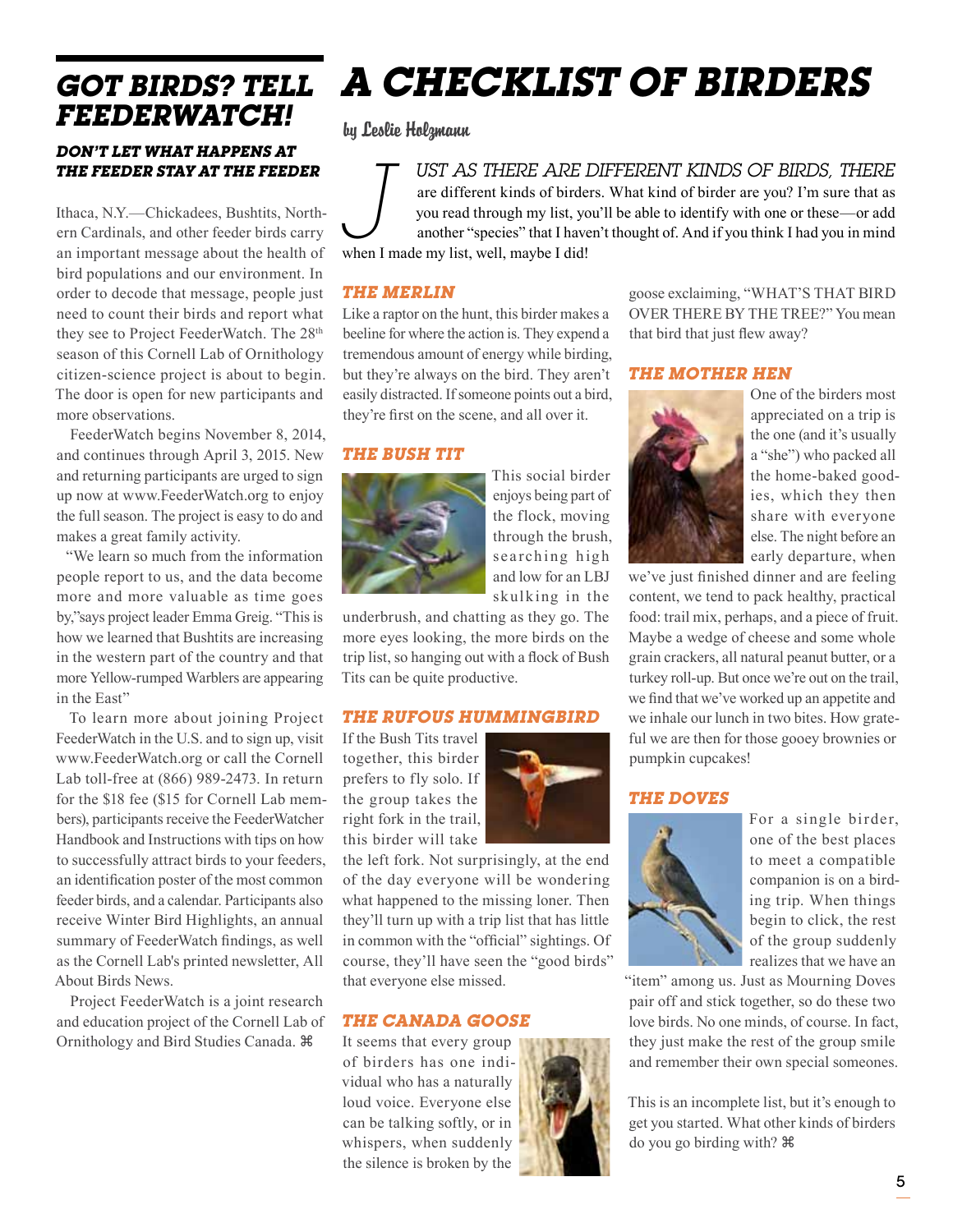## GOT BIRDS? TELL FEEDERWATCH!

### *DON'T LET WHAT HAPPENS AT THE FEEDER STAY AT THE FEEDER*

Ithaca, N.Y.—Chickadees, Bushtits, Northern Cardinals, and other feeder birds carry an important message about the health of bird populations and our environment. In order to decode that message, people just need to count their birds and report what they see to Project FeederWatch. The 28th season of this Cornell Lab of Ornithology citizen-science project is about to begin. The door is open for new participants and more observations.

FeederWatch begins November 8, 2014, and continues through April 3, 2015. New and returning participants are urged to sign up now at www.FeederWatch.org to enjoy the full season. The project is easy to do and makes a great family activity.

"We learn so much from the information people report to us, and the data become more and more valuable as time goes by,"says project leader Emma Greig. "This is how we learned that Bushtits are increasing in the western part of the country and that more Yellow-rumped Warblers are appearing in the East"

To learn more about joining Project FeederWatch in the U.S. and to sign up, visit www.FeederWatch.org or call the Cornell Lab toll-free at (866) 989-2473. In return for the $18 fee ($15 for Cornell Lab members), participants receive the FeederWatcher Handbook and Instructions with tips on how to successfully attract birds to your feeders, an identification poster of the most common feeder birds, and a calendar. Participants also receive Winter Bird Highlights, an annual summary of FeederWatch findings, as well as the Cornell Lab's printed newsletter, All About Birds News.

Project FeederWatch is a joint research and education project of the Cornell Lab of Ornithology and Bird Studies Canada. ⌘

# A CHECKLIST OF BIRDERS

by Leslie Holzmann

*JUST AS THERE ARE DIFFERENT KINDS OF BIRDS, THERE* are different kinds of birders. What kind of birder are you? I'm sure that as you read through my list, you'll be able to identify with one or these—or add another "species" that I haven't thought of. And if you think I had you in mind when I made my list, well, maybe I did!

### THE MERLIN

Like a raptor on the hunt, this birder makes a beeline for where the action is. They expend a tremendous amount of energy while birding, but they're always on the bird. They aren't easily distracted. If someone points out a bird, they're first on the scene, and all over it.

### THE BUSH TIT

This social birder enjoys being part of the flock, moving through the brush, searching high and low for an LBJ skulking in the underbrush, and chatting as they go. The more eyes looking, the more birds on the trip list, so hanging out with a flock of Bush Tits can be quite productive.

### THE RUFOUS HUMMINGBIRD

If the Bush Tits travel together, this birder prefers to fly solo. If the group takes the right fork in the trail, this birder will take the left fork. Not surprisingly, at the end of the day everyone will be wondering what happened to the missing loner. Then they'll turn up with a trip list that has little in common with the "official" sightings. Of course, they'll have seen the "good birds" that everyone else missed.

### THE CANADA GOOSE

It seems that every group of birders has one individual who has a naturally loud voice. Everyone else can be talking softly, or in whispers, when suddenly the silence is broken by the goose exclaiming, "WHAT'S THAT BIRD OVER THERE BY THE TREE?" You mean that bird that just flew away?

### THE MOTHER HEN

One of the birders most appreciated on a trip is the one (and it's usually a "she") who packed all the home-baked goodies, which they then share with everyone else. The night before an early departure, when we've just finished dinner and are feeling content, we tend to pack healthy, practical food: trail mix, perhaps, and a piece of fruit. Maybe a wedge of cheese and some whole grain crackers, all natural peanut butter, or a turkey roll-up. But once we're out on the trail, we find that we've worked up an appetite and we inhale our lunch in two bites. How grateful we are then for those gooey brownies or pumpkin cupcakes!

### THE DOVES

For a single birder, one of the best places to meet a compatible companion is on a birding trip. When things begin to click, the rest of the group suddenly realizes that we have an "item" among us. Just as Mourning Doves pair off and stick together, so do these two love birds. No one minds, of course. In fact, they just make the rest of the group smile and remember their own special someones.

This is an incomplete list, but it's enough to get you started. What other kinds of birders do you go birding with? ⌘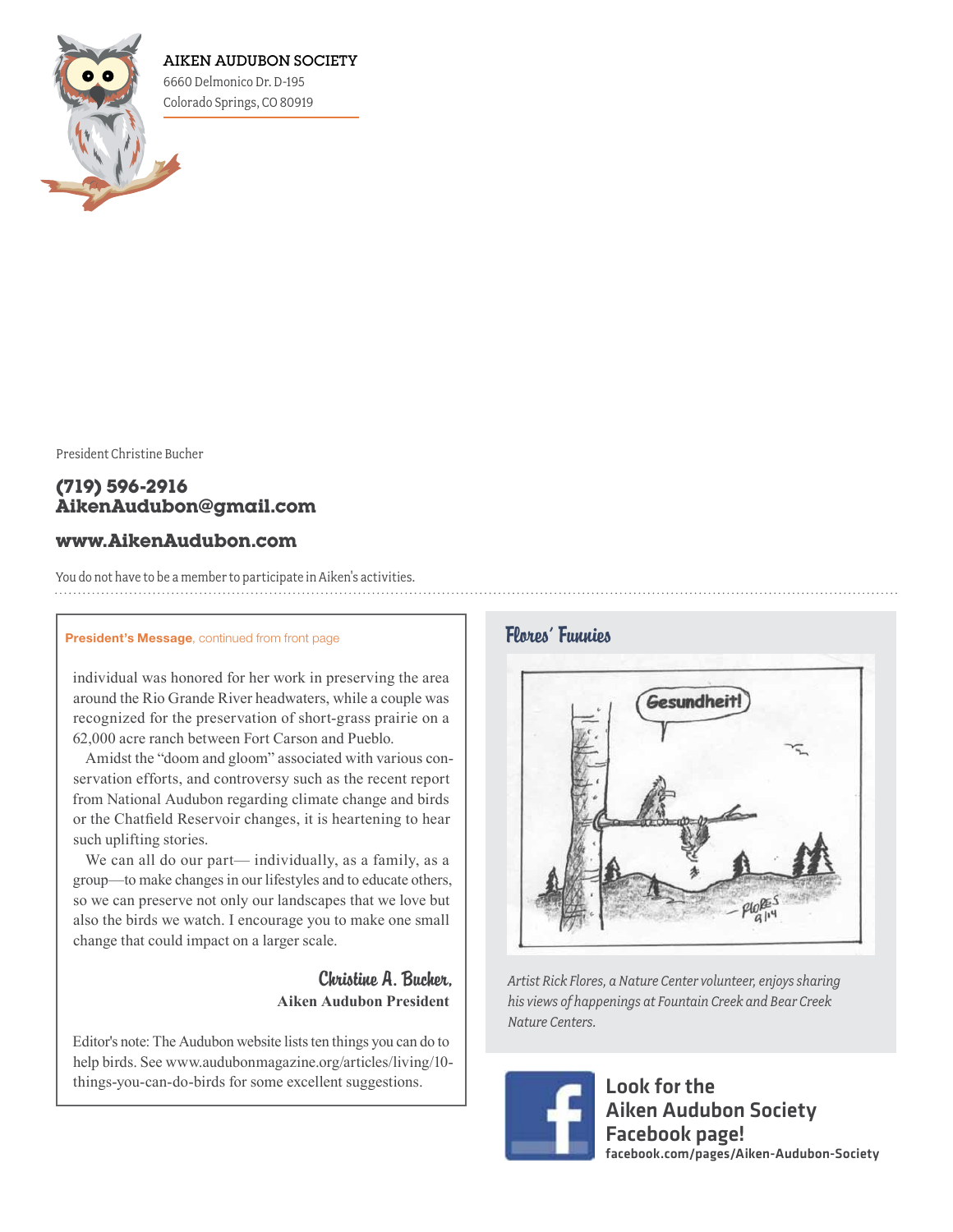AIKEN AUDUBON SOCIETY
6660 Delmonico Dr. D-195
Colorado Springs, CO 80919

President Christine Bucher

**(719) 596-2916**
**AikenAudubon@gmail.com**

**www.AikenAudubon.com**

You do not have to be a member to participate in Aiken's activities.

**President's Message**, continued from front page

individual was honored for her work in preserving the area around the Rio Grande River headwaters, while a couple was recognized for the preservation of short-grass prairie on a 62,000 acre ranch between Fort Carson and Pueblo.

Amidst the "doom and gloom" associated with various conservation efforts, and controversy such as the recent report from National Audubon regarding climate change and birds or the Chatfield Reservoir changes, it is heartening to hear such uplifting stories.

We can all do our part— individually, as a family, as a group—to make changes in our lifestyles and to educate others, so we can preserve not only our landscapes that we love but also the birds we watch. I encourage you to make one small change that could impact on a larger scale.

Christine A. Bucher,
**Aiken Audubon President**

Editor's note: The Audubon website lists ten things you can do to help birds. See www.audubonmagazine.org/articles/living/10-things-you-can-do-birds for some excellent suggestions.

## Flores' Funnies

*Artist Rick Flores, a Nature Center volunteer, enjoys sharing his views of happenings at Fountain Creek and Bear Creek Nature Centers.*

**Look for the Aiken Audubon Society Facebook page!**
**facebook.com/pages/Aiken-Audubon-Society**